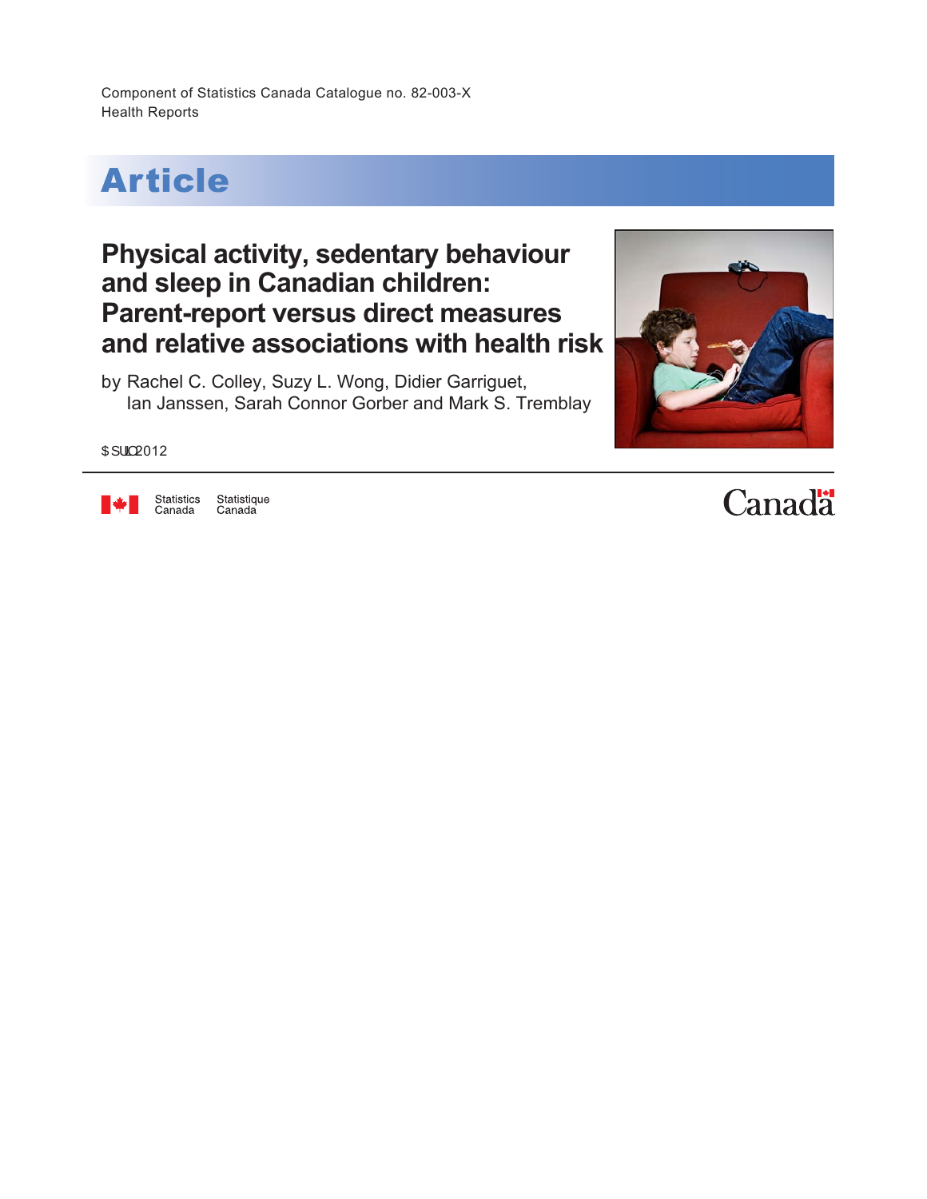Component of Statistics Canada Catalogue no. 82-003-X
Health Reports

# Article

## Physical activity, sedentary behaviour and sleep in Canadian children: Parent-report versus direct measures and relative associations with health risk

by Rachel C. Colley, Suzy L. Wong, Didier Garriguet, Ian Janssen, Sarah Connor Gorber and Mark S. Tremblay

April 2012

Statistics Canada Statistique Canada

Canada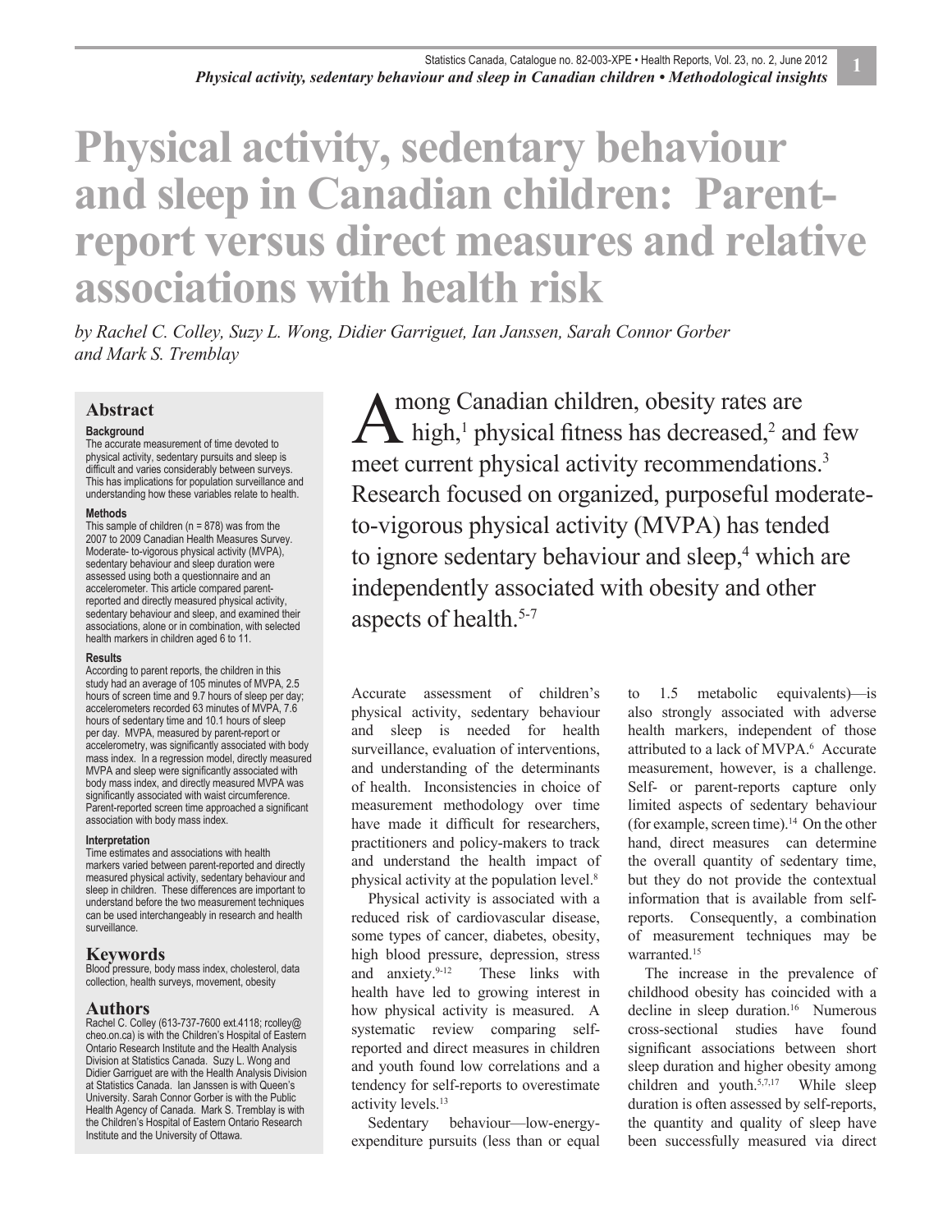# Physical activity, sedentary behaviour and sleep in Canadian children: Parent-report versus direct measures and relative associations with health risk

*by Rachel C. Colley, Suzy L. Wong, Didier Garriguet, Ian Janssen, Sarah Connor Gorber and Mark S. Tremblay*

## Abstract

### Background

The accurate measurement of time devoted to physical activity, sedentary pursuits and sleep is difficult and varies considerably between surveys. This has implications for population surveillance and understanding how these variables relate to health.

### Methods

This sample of children (n = 878) was from the 2007 to 2009 Canadian Health Measures Survey. Moderate- to-vigorous physical activity (MVPA), sedentary behaviour and sleep duration were assessed using both a questionnaire and an accelerometer. This article compared parent-reported and directly measured physical activity, sedentary behaviour and sleep, and examined their associations, alone or in combination, with selected health markers in children aged 6 to 11.

### Results

According to parent reports, the children in this study had an average of 105 minutes of MVPA, 2.5 hours of screen time and 9.7 hours of sleep per day; accelerometers recorded 63 minutes of MVPA, 7.6 hours of sedentary time and 10.1 hours of sleep per day. MVPA, measured by parent-report or accelerometry, was significantly associated with body mass index. In a regression model, directly measured MVPA and sleep were significantly associated with body mass index, and directly measured MVPA was significantly associated with waist circumference. Parent-reported screen time approached a significant association with body mass index.

### Interpretation

Time estimates and associations with health markers varied between parent-reported and directly measured physical activity, sedentary behaviour and sleep in children. These differences are important to understand before the two measurement techniques can be used interchangeably in research and health surveillance.

## Keywords

Blood pressure, body mass index, cholesterol, data collection, health surveys, movement, obesity

## Authors

Rachel C. Colley (613-737-7600 ext.4118; rcolley@cheo.on.ca) is with the Children's Hospital of Eastern Ontario Research Institute and the Health Analysis Division at Statistics Canada. Suzy L. Wong and Didier Garriguet are with the Health Analysis Division at Statistics Canada. Ian Janssen is with Queen's University. Sarah Connor Gorber is with the Public Health Agency of Canada. Mark S. Tremblay is with the Children's Hospital of Eastern Ontario Research Institute and the University of Ottawa.

Among Canadian children, obesity rates are high,[1] physical fitness has decreased,[2] and few meet current physical activity recommendations.[3] Research focused on organized, purposeful moderate-to-vigorous physical activity (MVPA) has tended to ignore sedentary behaviour and sleep,[4] which are independently associated with obesity and other aspects of health.[5-7]

Accurate assessment of children's physical activity, sedentary behaviour and sleep is needed for health surveillance, evaluation of interventions, and understanding of the determinants of health. Inconsistencies in choice of measurement methodology over time have made it difficult for researchers, practitioners and policy-makers to track and understand the health impact of physical activity at the population level.[8]

Physical activity is associated with a reduced risk of cardiovascular disease, some types of cancer, diabetes, obesity, high blood pressure, depression, stress and anxiety.[9-12] These links with health have led to growing interest in how physical activity is measured. A systematic review comparing self-reported and direct measures in children and youth found low correlations and a tendency for self-reports to overestimate activity levels.[13]

Sedentary behaviour—low-energy-expenditure pursuits (less than or equal to 1.5 metabolic equivalents)—is also strongly associated with adverse health markers, independent of those attributed to a lack of MVPA.[6] Accurate measurement, however, is a challenge. Self- or parent-reports capture only limited aspects of sedentary behaviour (for example, screen time).[14] On the other hand, direct measures can determine the overall quantity of sedentary time, but they do not provide the contextual information that is available from self-reports. Consequently, a combination of measurement techniques may be warranted.[15]

The increase in the prevalence of childhood obesity has coincided with a decline in sleep duration.[16] Numerous cross-sectional studies have found significant associations between short sleep duration and higher obesity among children and youth.[5,7,17] While sleep duration is often assessed by self-reports, the quantity and quality of sleep have been successfully measured via direct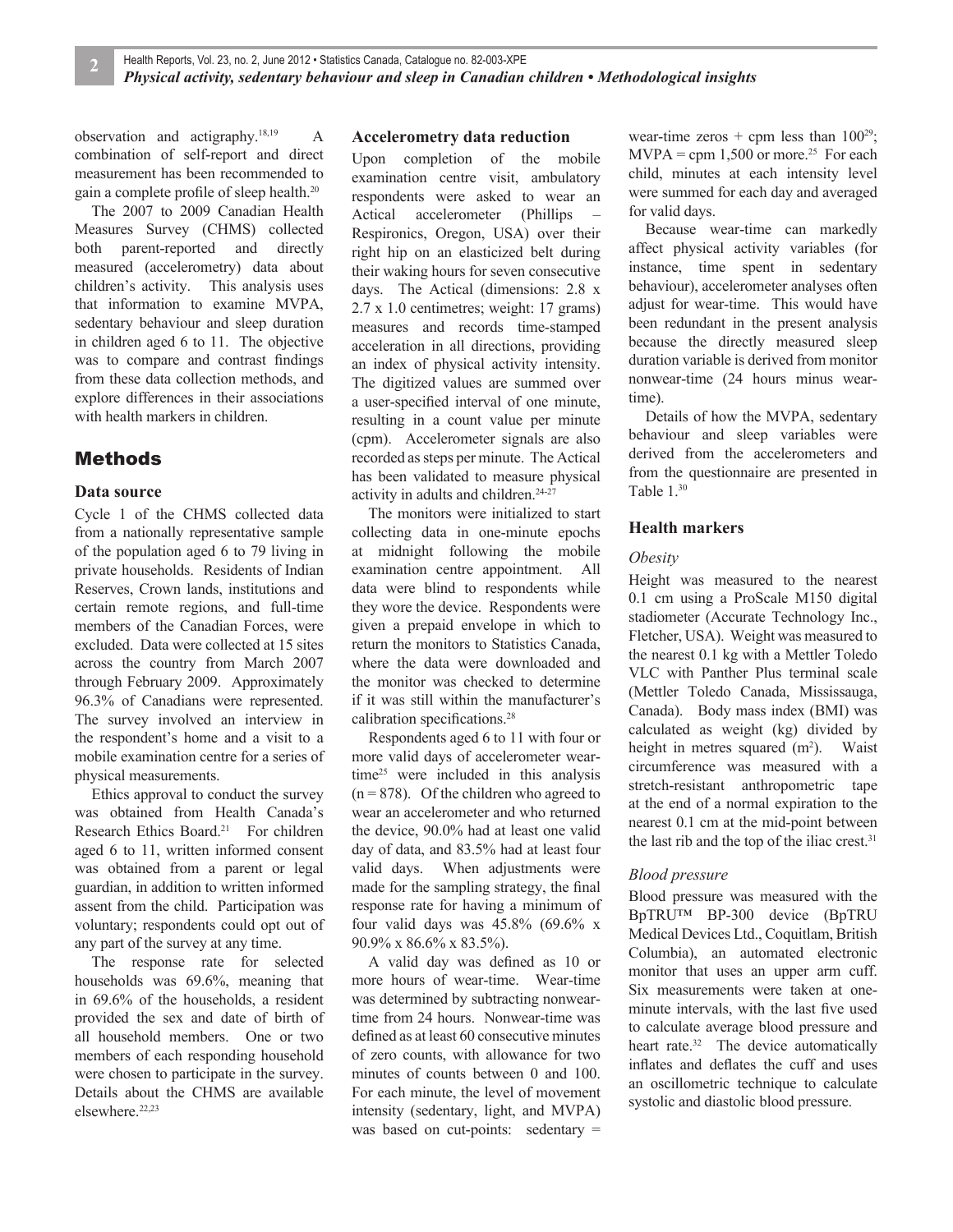observation and actigraphy.[18,19] A combination of self-report and direct measurement has been recommended to gain a complete profile of sleep health.[20]

The 2007 to 2009 Canadian Health Measures Survey (CHMS) collected both parent-reported and directly measured (accelerometry) data about children's activity. This analysis uses that information to examine MVPA, sedentary behaviour and sleep duration in children aged 6 to 11. The objective was to compare and contrast findings from these data collection methods, and explore differences in their associations with health markers in children.

## Methods

### Data source

Cycle 1 of the CHMS collected data from a nationally representative sample of the population aged 6 to 79 living in private households. Residents of Indian Reserves, Crown lands, institutions and certain remote regions, and full-time members of the Canadian Forces, were excluded. Data were collected at 15 sites across the country from March 2007 through February 2009. Approximately 96.3% of Canadians were represented. The survey involved an interview in the respondent's home and a visit to a mobile examination centre for a series of physical measurements.

Ethics approval to conduct the survey was obtained from Health Canada's Research Ethics Board.[21] For children aged 6 to 11, written informed consent was obtained from a parent or legal guardian, in addition to written informed assent from the child. Participation was voluntary; respondents could opt out of any part of the survey at any time.

The response rate for selected households was 69.6%, meaning that in 69.6% of the households, a resident provided the sex and date of birth of all household members. One or two members of each responding household were chosen to participate in the survey. Details about the CHMS are available elsewhere.[22,23]

### Accelerometry data reduction

Upon completion of the mobile examination centre visit, ambulatory respondents were asked to wear an Actical accelerometer (Phillips – Respironics, Oregon, USA) over their right hip on an elasticized belt during their waking hours for seven consecutive days. The Actical (dimensions: 2.8 x 2.7 x 1.0 centimetres; weight: 17 grams) measures and records time-stamped acceleration in all directions, providing an index of physical activity intensity. The digitized values are summed over a user-specified interval of one minute, resulting in a count value per minute (cpm). Accelerometer signals are also recorded as steps per minute. The Actical has been validated to measure physical activity in adults and children.[24-27]

The monitors were initialized to start collecting data in one-minute epochs at midnight following the mobile examination centre appointment. All data were blind to respondents while they wore the device. Respondents were given a prepaid envelope in which to return the monitors to Statistics Canada, where the data were downloaded and the monitor was checked to determine if it was still within the manufacturer's calibration specifications.[28]

Respondents aged 6 to 11 with four or more valid days of accelerometer wear-time[25] were included in this analysis ($n = 878$). Of the children who agreed to wear an accelerometer and who returned the device, 90.0% had at least one valid day of data, and 83.5% had at least four valid days. When adjustments were made for the sampling strategy, the final response rate for having a minimum of four valid days was 45.8% (69.6% x 90.9% x 86.6% x 83.5%).

A valid day was defined as 10 or more hours of wear-time. Wear-time was determined by subtracting nonwear-time from 24 hours. Nonwear-time was defined as at least 60 consecutive minutes of zero counts, with allowance for two minutes of counts between 0 and 100. For each minute, the level of movement intensity (sedentary, light, and MVPA) was based on cut-points: sedentary = wear-time zeros + cpm less than 100[29]; MVPA = cpm 1,500 or more.[25] For each child, minutes at each intensity level were summed for each day and averaged for valid days.

Because wear-time can markedly affect physical activity variables (for instance, time spent in sedentary behaviour), accelerometer analyses often adjust for wear-time. This would have been redundant in the present analysis because the directly measured sleep duration variable is derived from monitor nonwear-time (24 hours minus wear-time).

Details of how the MVPA, sedentary behaviour and sleep variables were derived from the accelerometers and from the questionnaire are presented in Table 1.[30]

### Health markers

#### *Obesity*

Height was measured to the nearest 0.1 cm using a ProScale M150 digital stadiometer (Accurate Technology Inc., Fletcher, USA). Weight was measured to the nearest 0.1 kg with a Mettler Toledo VLC with Panther Plus terminal scale (Mettler Toledo Canada, Mississauga, Canada). Body mass index (BMI) was calculated as weight (kg) divided by height in metres squared ($m^2$). Waist circumference was measured with a stretch-resistant anthropometric tape at the end of a normal expiration to the nearest 0.1 cm at the mid-point between the last rib and the top of the iliac crest.[31]

#### *Blood pressure*

Blood pressure was measured with the BpTRU™ BP-300 device (BpTRU Medical Devices Ltd., Coquitlam, British Columbia), an automated electronic monitor that uses an upper arm cuff. Six measurements were taken at one-minute intervals, with the last five used to calculate average blood pressure and heart rate.[32] The device automatically inflates and deflates the cuff and uses an oscillometric technique to calculate systolic and diastolic blood pressure.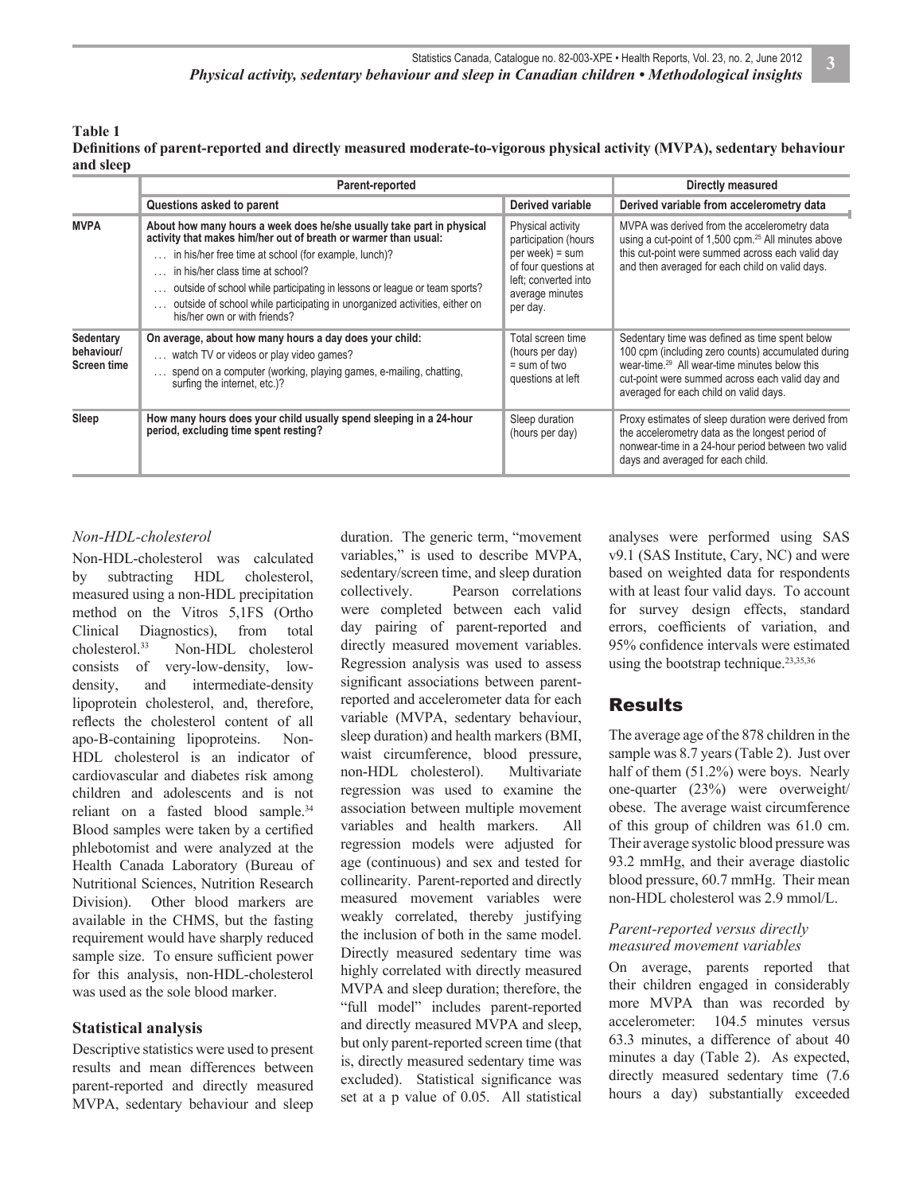**Table 1**
**Definitions of parent-reported and directly measured moderate-to-vigorous physical activity (MVPA), sedentary behaviour and sleep**

| | Parent-reported | | Directly measured |
|---|---|---|---|
| | **Questions asked to parent** | **Derived variable** | **Derived variable from accelerometry data** |
| **MVPA** | **About how many hours a week does he/she usually take part in physical activity that makes him/her out of breath or warmer than usual:** … in his/her free time at school (for example, lunch)? … in his/her class time at school? … outside of school while participating in lessons or league or team sports? … outside of school while participating in unorganized activities, either on his/her own or with friends? | Physical activity participation (hours per week) = sum of four questions at left; converted into average minutes per day. | MVPA was derived from the accelerometry data using a cut-point of 1,500 cpm.[25] All minutes above this cut-point were summed across each valid day and then averaged for each child on valid days. |
| **Sedentary behaviour/ Screen time** | **On average, about how many hours a day does your child:** … watch TV or videos or play video games? … spend on a computer (working, playing games, e-mailing, chatting, surfing the internet, etc.)? | Total screen time (hours per day) = sum of two questions at left | Sedentary time was defined as time spent below 100 cpm (including zero counts) accumulated during wear-time.[29] All wear-time minutes below this cut-point were summed across each valid day and averaged for each child on valid days. |
| **Sleep** | **How many hours does your child usually spend sleeping in a 24-hour period, excluding time spent resting?** | Sleep duration (hours per day) | Proxy estimates of sleep duration were derived from the accelerometry data as the longest period of nonwear-time in a 24-hour period between two valid days and averaged for each child. |

*Non-HDL-cholesterol*

Non-HDL-cholesterol was calculated by subtracting HDL cholesterol, measured using a non-HDL precipitation method on the Vitros 5,1FS (Ortho Clinical Diagnostics), from total cholesterol.[33] Non-HDL cholesterol consists of very-low-density, low-density, and intermediate-density lipoprotein cholesterol, and, therefore, reflects the cholesterol content of all apo-B-containing lipoproteins. Non-HDL cholesterol is an indicator of cardiovascular and diabetes risk among children and adolescents and is not reliant on a fasted blood sample.[34] Blood samples were taken by a certified phlebotomist and were analyzed at the Health Canada Laboratory (Bureau of Nutritional Sciences, Nutrition Research Division). Other blood markers are available in the CHMS, but the fasting requirement would have sharply reduced sample size. To ensure sufficient power for this analysis, non-HDL-cholesterol was used as the sole blood marker.

### Statistical analysis

Descriptive statistics were used to present results and mean differences between parent-reported and directly measured MVPA, sedentary behaviour and sleep duration. The generic term, "movement variables," is used to describe MVPA, sedentary/screen time, and sleep duration collectively. Pearson correlations were completed between each valid day pairing of parent-reported and directly measured movement variables. Regression analysis was used to assess significant associations between parent-reported and accelerometer data for each variable (MVPA, sedentary behaviour, sleep duration) and health markers (BMI, waist circumference, blood pressure, non-HDL cholesterol). Multivariate regression was used to examine the association between multiple movement variables and health markers. All regression models were adjusted for age (continuous) and sex and tested for collinearity. Parent-reported and directly measured movement variables were weakly correlated, thereby justifying the inclusion of both in the same model. Directly measured sedentary time was highly correlated with directly measured MVPA and sleep duration; therefore, the "full model" includes parent-reported and directly measured MVPA and sleep, but only parent-reported screen time (that is, directly measured sedentary time was excluded). Statistical significance was set at a p value of 0.05. All statistical analyses were performed using SAS v9.1 (SAS Institute, Cary, NC) and were based on weighted data for respondents with at least four valid days. To account for survey design effects, standard errors, coefficients of variation, and 95% confidence intervals were estimated using the bootstrap technique.[23,35,36]

## Results

The average age of the 878 children in the sample was 8.7 years (Table 2). Just over half of them (51.2%) were boys. Nearly one-quarter (23%) were overweight/obese. The average waist circumference of this group of children was 61.0 cm. Their average systolic blood pressure was 93.2 mmHg, and their average diastolic blood pressure, 60.7 mmHg. Their mean non-HDL cholesterol was 2.9 mmol/L.

*Parent-reported versus directly measured movement variables*

On average, parents reported that their children engaged in considerably more MVPA than was recorded by accelerometer: 104.5 minutes versus 63.3 minutes, a difference of about 40 minutes a day (Table 2). As expected, directly measured sedentary time (7.6 hours a day) substantially exceeded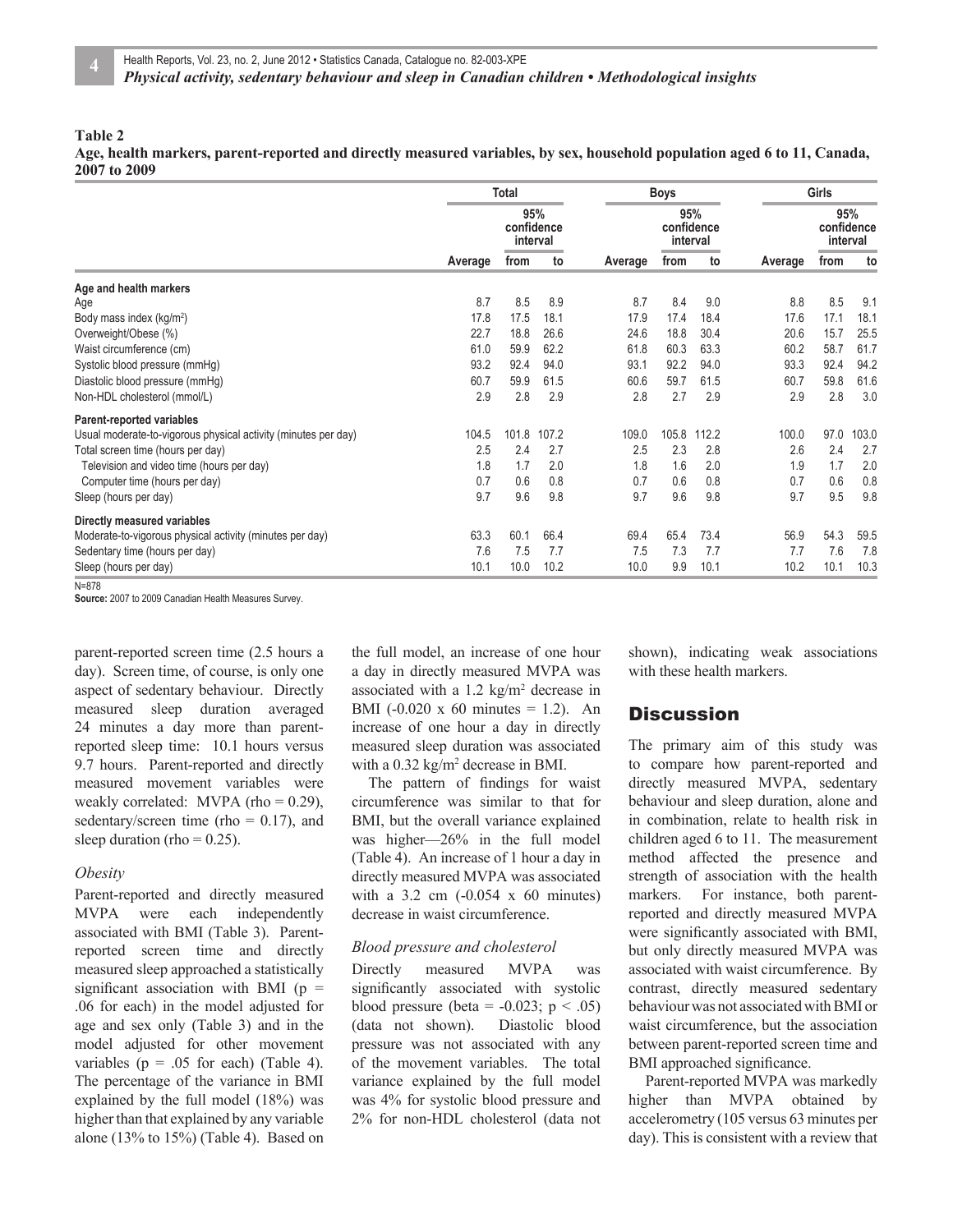**Table 2**
**Age, health markers, parent-reported and directly measured variables, by sex, household population aged 6 to 11, Canada, 2007 to 2009**

| | Total | | | Boys | | | Girls | | |
|---|---|---|---|---|---|---|---|---|---|
| | | 95% confidence interval | | | 95% confidence interval | | | 95% confidence interval | |
| | Average | from | to | Average | from | to | Average | from | to |
| **Age and health markers** | | | | | | | | | |
| Age | 8.7 | 8.5 | 8.9 | 8.7 | 8.4 | 9.0 | 8.8 | 8.5 | 9.1 |
| Body mass index (kg/m$^2$) | 17.8 | 17.5 | 18.1 | 17.9 | 17.4 | 18.4 | 17.6 | 17.1 | 18.1 |
| Overweight/Obese (%) | 22.7 | 18.8 | 26.6 | 24.6 | 18.8 | 30.4 | 20.6 | 15.7 | 25.5 |
| Waist circumference (cm) | 61.0 | 59.9 | 62.2 | 61.8 | 60.3 | 63.3 | 60.2 | 58.7 | 61.7 |
| Systolic blood pressure (mmHg) | 93.2 | 92.4 | 94.0 | 93.1 | 92.2 | 94.0 | 93.3 | 92.4 | 94.2 |
| Diastolic blood pressure (mmHg) | 60.7 | 59.9 | 61.5 | 60.6 | 59.7 | 61.5 | 60.7 | 59.8 | 61.6 |
| Non-HDL cholesterol (mmol/L) | 2.9 | 2.8 | 2.9 | 2.8 | 2.7 | 2.9 | 2.9 | 2.8 | 3.0 |
| **Parent-reported variables** | | | | | | | | | |
| Usual moderate-to-vigorous physical activity (minutes per day) | 104.5 | 101.8 | 107.2 | 109.0 | 105.8 | 112.2 | 100.0 | 97.0 | 103.0 |
| Total screen time (hours per day) | 2.5 | 2.4 | 2.7 | 2.5 | 2.3 | 2.8 | 2.6 | 2.4 | 2.7 |
| Television and video time (hours per day) | 1.8 | 1.7 | 2.0 | 1.8 | 1.6 | 2.0 | 1.9 | 1.7 | 2.0 |
| Computer time (hours per day) | 0.7 | 0.6 | 0.8 | 0.7 | 0.6 | 0.8 | 0.7 | 0.6 | 0.8 |
| Sleep (hours per day) | 9.7 | 9.6 | 9.8 | 9.7 | 9.6 | 9.8 | 9.7 | 9.5 | 9.8 |
| **Directly measured variables** | | | | | | | | | |
| Moderate-to-vigorous physical activity (minutes per day) | 63.3 | 60.1 | 66.4 | 69.4 | 65.4 | 73.4 | 56.9 | 54.3 | 59.5 |
| Sedentary time (hours per day) | 7.6 | 7.5 | 7.7 | 7.5 | 7.3 | 7.7 | 7.7 | 7.6 | 7.8 |
| Sleep (hours per day) | 10.1 | 10.0 | 10.2 | 10.0 | 9.9 | 10.1 | 10.2 | 10.1 | 10.3 |

N=878
**Source:** 2007 to 2009 Canadian Health Measures Survey.

parent-reported screen time (2.5 hours a day). Screen time, of course, is only one aspect of sedentary behaviour. Directly measured sleep duration averaged 24 minutes a day more than parent-reported sleep time: 10.1 hours versus 9.7 hours. Parent-reported and directly measured movement variables were weakly correlated: MVPA (rho = 0.29), sedentary/screen time (rho = 0.17), and sleep duration (rho = 0.25).

*Obesity*

Parent-reported and directly measured MVPA were each independently associated with BMI (Table 3). Parent-reported screen time and directly measured sleep approached a statistically significant association with BMI ($p = .06$ for each) in the model adjusted for age and sex only (Table 3) and in the model adjusted for other movement variables ($p = .05$ for each) (Table 4). The percentage of the variance in BMI explained by the full model (18%) was higher than that explained by any variable alone (13% to 15%) (Table 4). Based on the full model, an increase of one hour a day in directly measured MVPA was associated with a 1.2 kg/m$^2$ decrease in BMI (-0.020 x 60 minutes = 1.2). An increase of one hour a day in directly measured sleep duration was associated with a 0.32 kg/m$^2$ decrease in BMI.

The pattern of findings for waist circumference was similar to that for BMI, but the overall variance explained was higher—26% in the full model (Table 4). An increase of 1 hour a day in directly measured MVPA was associated with a 3.2 cm (-0.054 x 60 minutes) decrease in waist circumference.

*Blood pressure and cholesterol*

Directly measured MVPA was significantly associated with systolic blood pressure (beta = -0.023; $p < .05$) (data not shown). Diastolic blood pressure was not associated with any of the movement variables. The total variance explained by the full model was 4% for systolic blood pressure and 2% for non-HDL cholesterol (data not shown), indicating weak associations with these health markers.

## Discussion

The primary aim of this study was to compare how parent-reported and directly measured MVPA, sedentary behaviour and sleep duration, alone and in combination, relate to health risk in children aged 6 to 11. The measurement method affected the presence and strength of association with the health markers. For instance, both parent-reported and directly measured MVPA were significantly associated with BMI, but only directly measured MVPA was associated with waist circumference. By contrast, directly measured sedentary behaviour was not associated with BMI or waist circumference, but the association between parent-reported screen time and BMI approached significance.

Parent-reported MVPA was markedly higher than MVPA obtained by accelerometry (105 versus 63 minutes per day). This is consistent with a review that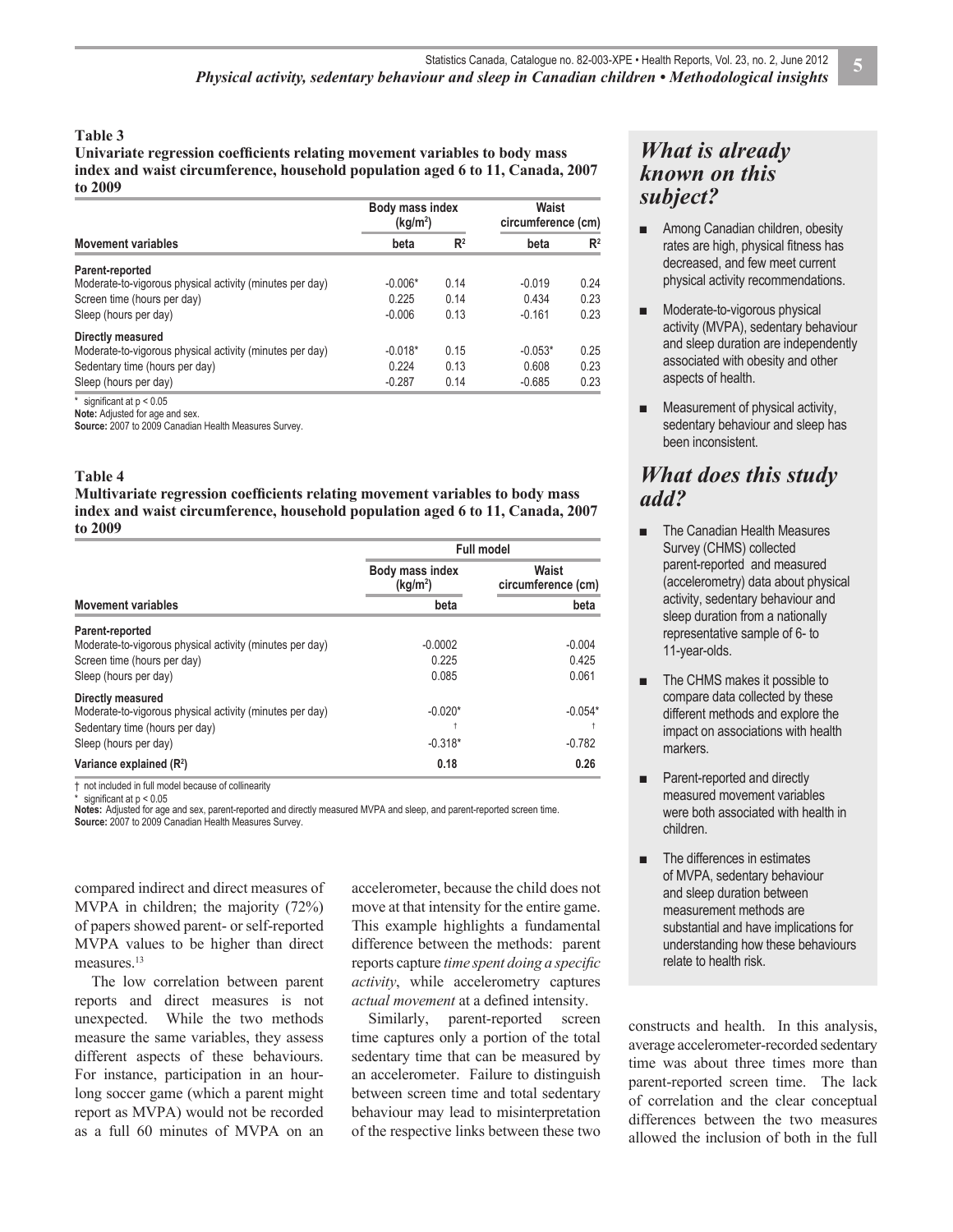**Table 3**
**Univariate regression coefficients relating movement variables to body mass index and waist circumference, household population aged 6 to 11, Canada, 2007 to 2009**

| Movement variables | Body mass index ($kg/m^2$) | | Waist circumference (cm) | |
|---|---|---|---|---|
| | beta | $R^2$ | beta | $R^2$ |
| **Parent-reported** | | | | |
| Moderate-to-vigorous physical activity (minutes per day) | -0.006* | 0.14 | -0.019 | 0.24 |
| Screen time (hours per day) | 0.225 | 0.14 | 0.434 | 0.23 |
| Sleep (hours per day) | -0.006 | 0.13 | -0.161 | 0.23 |
| **Directly measured** | | | | |
| Moderate-to-vigorous physical activity (minutes per day) | -0.018* | 0.15 | -0.053* | 0.25 |
| Sedentary time (hours per day) | 0.224 | 0.13 | 0.608 | 0.23 |
| Sleep (hours per day) | -0.287 | 0.14 | -0.685 | 0.23 |

\* significant at $p < 0.05$
**Note:** Adjusted for age and sex.
**Source:** 2007 to 2009 Canadian Health Measures Survey.

**Table 4**
**Multivariate regression coefficients relating movement variables to body mass index and waist circumference, household population aged 6 to 11, Canada, 2007 to 2009**

| Movement variables | Full model | |
|---|---|---|
| | Body mass index ($kg/m^2$) | Waist circumference (cm) |
| | beta | beta |
| **Parent-reported** | | |
| Moderate-to-vigorous physical activity (minutes per day) | -0.0002 | -0.004 |
| Screen time (hours per day) | 0.225 | 0.425 |
| Sleep (hours per day) | 0.085 | 0.061 |
| **Directly measured** | | |
| Moderate-to-vigorous physical activity (minutes per day) | -0.020* | -0.054* |
| Sedentary time (hours per day) | † | † |
| Sleep (hours per day) | -0.318* | -0.782 |
| **Variance explained ($R^2$)** | **0.18** | **0.26** |

† not included in full model because of collinearity
\* significant at $p < 0.05$
**Notes:** Adjusted for age and sex, parent-reported and directly measured MVPA and sleep, and parent-reported screen time.
**Source:** 2007 to 2009 Canadian Health Measures Survey.

compared indirect and direct measures of MVPA in children; the majority (72%) of papers showed parent- or self-reported MVPA values to be higher than direct measures.[13]

The low correlation between parent reports and direct measures is not unexpected. While the two methods measure the same variables, they assess different aspects of these behaviours. For instance, participation in an hour-long soccer game (which a parent might report as MVPA) would not be recorded as a full 60 minutes of MVPA on an accelerometer, because the child does not move at that intensity for the entire game. This example highlights a fundamental difference between the methods: parent reports capture *time spent doing a specific activity*, while accelerometry captures *actual movement* at a defined intensity.

Similarly, parent-reported screen time captures only a portion of the total sedentary time that can be measured by an accelerometer. Failure to distinguish between screen time and total sedentary behaviour may lead to misinterpretation of the respective links between these two constructs and health. In this analysis, average accelerometer-recorded sedentary time was about three times more than parent-reported screen time. The lack of correlation and the clear conceptual differences between the two measures allowed the inclusion of both in the full

## *What is already known on this subject?*

- Among Canadian children, obesity rates are high, physical fitness has decreased, and few meet current physical activity recommendations.
- Moderate-to-vigorous physical activity (MVPA), sedentary behaviour and sleep duration are independently associated with obesity and other aspects of health.
- Measurement of physical activity, sedentary behaviour and sleep has been inconsistent.

## *What does this study add?*

- The Canadian Health Measures Survey (CHMS) collected parent-reported and measured (accelerometry) data about physical activity, sedentary behaviour and sleep duration from a nationally representative sample of 6- to 11-year-olds.
- The CHMS makes it possible to compare data collected by these different methods and explore the impact on associations with health markers.
- Parent-reported and directly measured movement variables were both associated with health in children.
- The differences in estimates of MVPA, sedentary behaviour and sleep duration between measurement methods are substantial and have implications for understanding how these behaviours relate to health risk.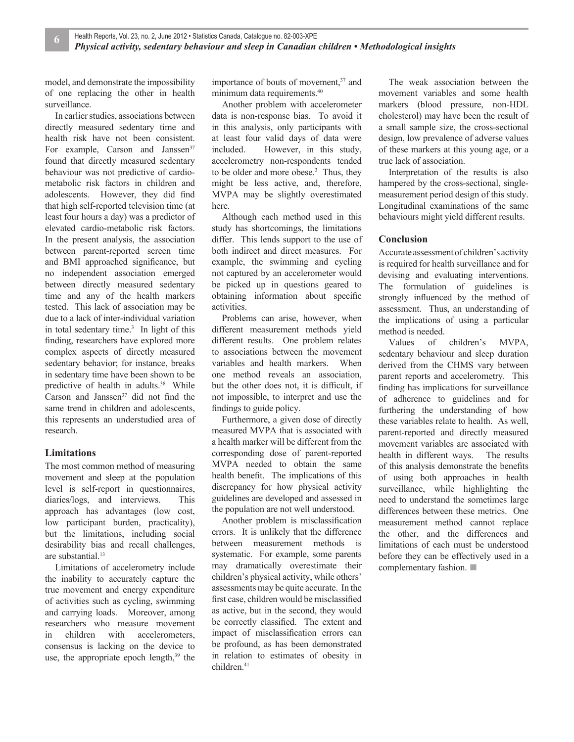model, and demonstrate the impossibility of one replacing the other in health surveillance.

In earlier studies, associations between directly measured sedentary time and health risk have not been consistent. For example, Carson and Janssen[37] found that directly measured sedentary behaviour was not predictive of cardio-metabolic risk factors in children and adolescents. However, they did find that high self-reported television time (at least four hours a day) was a predictor of elevated cardio-metabolic risk factors. In the present analysis, the association between parent-reported screen time and BMI approached significance, but no independent association emerged between directly measured sedentary time and any of the health markers tested. This lack of association may be due to a lack of inter-individual variation in total sedentary time.[3] In light of this finding, researchers have explored more complex aspects of directly measured sedentary behavior; for instance, breaks in sedentary time have been shown to be predictive of health in adults.[38] While Carson and Janssen[37] did not find the same trend in children and adolescents, this represents an understudied area of research.

## Limitations

The most common method of measuring movement and sleep at the population level is self-report in questionnaires, diaries/logs, and interviews. This approach has advantages (low cost, low participant burden, practicality), but the limitations, including social desirability bias and recall challenges, are substantial.[13]

Limitations of accelerometry include the inability to accurately capture the true movement and energy expenditure of activities such as cycling, swimming and carrying loads. Moreover, among researchers who measure movement in children with accelerometers, consensus is lacking on the device to use, the appropriate epoch length,[39] the importance of bouts of movement,[37] and minimum data requirements.[40]

Another problem with accelerometer data is non-response bias. To avoid it in this analysis, only participants with at least four valid days of data were included. However, in this study, accelerometry non-respondents tended to be older and more obese.[3] Thus, they might be less active, and, therefore, MVPA may be slightly overestimated here.

Although each method used in this study has shortcomings, the limitations differ. This lends support to the use of both indirect and direct measures. For example, the swimming and cycling not captured by an accelerometer would be picked up in questions geared to obtaining information about specific activities.

Problems can arise, however, when different measurement methods yield different results. One problem relates to associations between the movement variables and health markers. When one method reveals an association, but the other does not, it is difficult, if not impossible, to interpret and use the findings to guide policy.

Furthermore, a given dose of directly measured MVPA that is associated with a health marker will be different from the corresponding dose of parent-reported MVPA needed to obtain the same health benefit. The implications of this discrepancy for how physical activity guidelines are developed and assessed in the population are not well understood.

Another problem is misclassification errors. It is unlikely that the difference between measurement methods is systematic. For example, some parents may dramatically overestimate their children's physical activity, while others' assessments may be quite accurate. In the first case, children would be misclassified as active, but in the second, they would be correctly classified. The extent and impact of misclassification errors can be profound, as has been demonstrated in relation to estimates of obesity in children.[41]

The weak association between the movement variables and some health markers (blood pressure, non-HDL cholesterol) may have been the result of a small sample size, the cross-sectional design, low prevalence of adverse values of these markers at this young age, or a true lack of association.

Interpretation of the results is also hampered by the cross-sectional, single-measurement period design of this study. Longitudinal examinations of the same behaviours might yield different results.

## Conclusion

Accurate assessment of children's activity is required for health surveillance and for devising and evaluating interventions. The formulation of guidelines is strongly influenced by the method of assessment. Thus, an understanding of the implications of using a particular method is needed.

Values of children's MVPA, sedentary behaviour and sleep duration derived from the CHMS vary between parent reports and accelerometry. This finding has implications for surveillance of adherence to guidelines and for furthering the understanding of how these variables relate to health. As well, parent-reported and directly measured movement variables are associated with health in different ways. The results of this analysis demonstrate the benefits of using both approaches in health surveillance, while highlighting the need to understand the sometimes large differences between these metrics. One measurement method cannot replace the other, and the differences and limitations of each must be understood before they can be effectively used in a complementary fashion. ■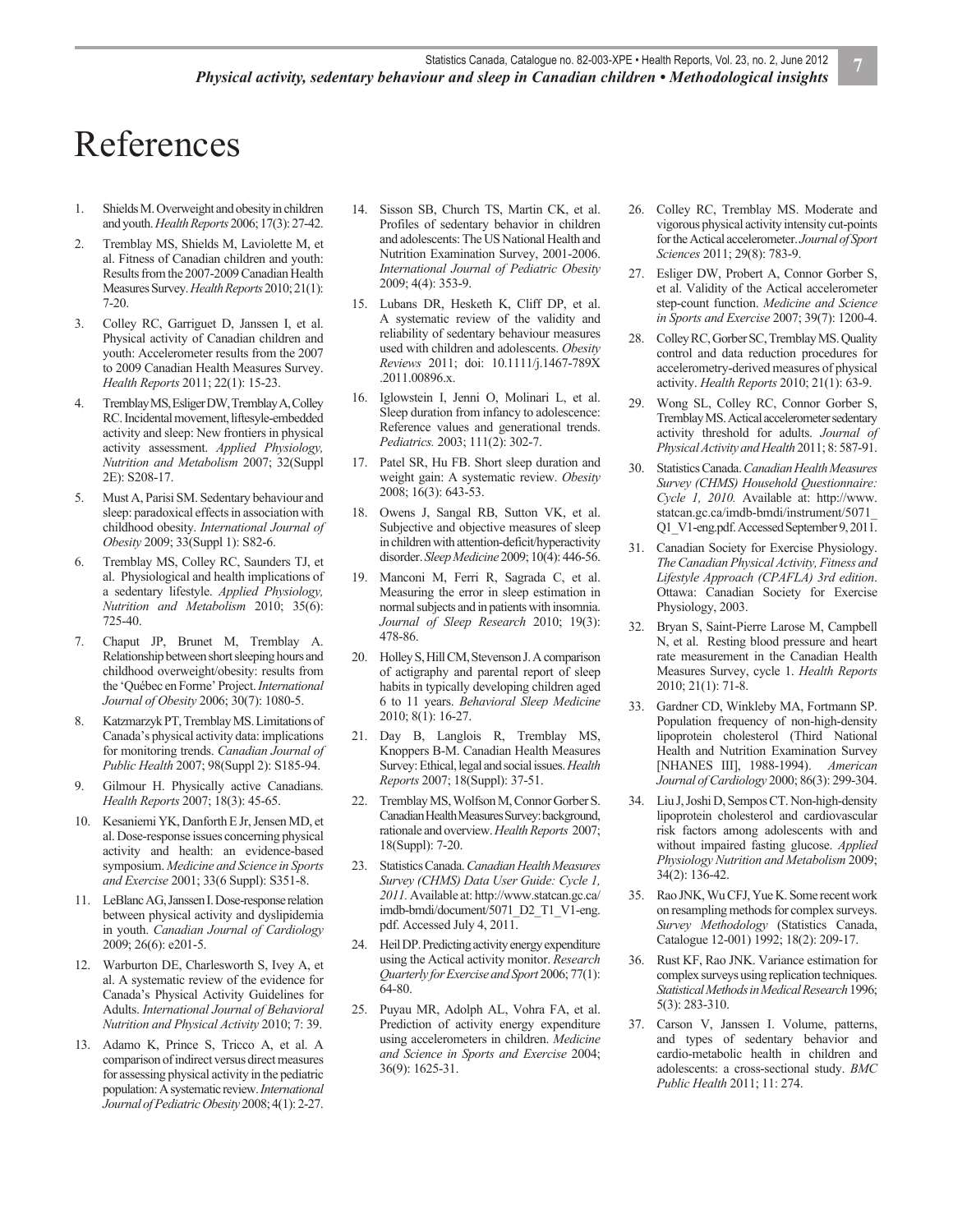# References

1. Shields M. Overweight and obesity in children and youth. *Health Reports* 2006; 17(3): 27-42.
2. Tremblay MS, Shields M, Laviolette M, et al. Fitness of Canadian children and youth: Results from the 2007-2009 Canadian Health Measures Survey. *Health Reports* 2010; 21(1): 7-20.
3. Colley RC, Garriguet D, Janssen I, et al. Physical activity of Canadian children and youth: Accelerometer results from the 2007 to 2009 Canadian Health Measures Survey. *Health Reports* 2011; 22(1): 15-23.
4. Tremblay MS, Esliger DW, Tremblay A, Colley RC. Incidental movement, liftesyle-embedded activity and sleep: New frontiers in physical activity assessment. *Applied Physiology, Nutrition and Metabolism* 2007; 32(Suppl 2E): S208-17.
5. Must A, Parisi SM. Sedentary behaviour and sleep: paradoxical effects in association with childhood obesity. *International Journal of Obesity* 2009; 33(Suppl 1): S82-6.
6. Tremblay MS, Colley RC, Saunders TJ, et al. Physiological and health implications of a sedentary lifestyle. *Applied Physiology, Nutrition and Metabolism* 2010; 35(6): 725-40.
7. Chaput JP, Brunet M, Tremblay A. Relationship between short sleeping hours and childhood overweight/obesity: results from the 'Québec en Forme' Project. *International Journal of Obesity* 2006; 30(7): 1080-5.
8. Katzmarzyk PT, Tremblay MS. Limitations of Canada's physical activity data: implications for monitoring trends. *Canadian Journal of Public Health* 2007; 98(Suppl 2): S185-94.
9. Gilmour H. Physically active Canadians. *Health Reports* 2007; 18(3): 45-65.
10. Kesaniemi YK, Danforth E Jr, Jensen MD, et al. Dose-response issues concerning physical activity and health: an evidence-based symposium. *Medicine and Science in Sports and Exercise* 2001; 33(6 Suppl): S351-8.
11. LeBlanc AG, Janssen I. Dose-response relation between physical activity and dyslipidemia in youth. *Canadian Journal of Cardiology* 2009; 26(6): e201-5.
12. Warburton DE, Charlesworth S, Ivey A, et al. A systematic review of the evidence for Canada's Physical Activity Guidelines for Adults. *International Journal of Behavioral Nutrition and Physical Activity* 2010; 7: 39.
13. Adamo K, Prince S, Tricco A, et al. A comparison of indirect versus direct measures for assessing physical activity in the pediatric population: A systematic review. *International Journal of Pediatric Obesity* 2008; 4(1): 2-27.
14. Sisson SB, Church TS, Martin CK, et al. Profiles of sedentary behavior in children and adolescents: The US National Health and Nutrition Examination Survey, 2001-2006. *International Journal of Pediatric Obesity* 2009; 4(4): 353-9.
15. Lubans DR, Hesketh K, Cliff DP, et al. A systematic review of the validity and reliability of sedentary behaviour measures used with children and adolescents. *Obesity Reviews* 2011; doi: 10.1111/j.1467-789X.2011.00896.x.
16. Iglowstein I, Jenni O, Molinari L, et al. Sleep duration from infancy to adolescence: Reference values and generational trends. *Pediatrics.* 2003; 111(2): 302-7.
17. Patel SR, Hu FB. Short sleep duration and weight gain: A systematic review. *Obesity* 2008; 16(3): 643-53.
18. Owens J, Sangal RB, Sutton VK, et al. Subjective and objective measures of sleep in children with attention-deficit/hyperactivity disorder. *Sleep Medicine* 2009; 10(4): 446-56.
19. Manconi M, Ferri R, Sagrada C, et al. Measuring the error in sleep estimation in normal subjects and in patients with insomnia. *Journal of Sleep Research* 2010; 19(3): 478-86.
20. Holley S, Hill CM, Stevenson J. A comparison of actigraphy and parental report of sleep habits in typically developing children aged 6 to 11 years. *Behavioral Sleep Medicine* 2010; 8(1): 16-27.
21. Day B, Langlois R, Tremblay MS, Knoppers B-M. Canadian Health Measures Survey: Ethical, legal and social issues. *Health Reports* 2007; 18(Suppl): 37-51.
22. Tremblay MS, Wolfson M, Connor Gorber S. Canadian Health Measures Survey: background, rationale and overview. *Health Reports* 2007; 18(Suppl): 7-20.
23. Statistics Canada. *Canadian Health Measures Survey (CHMS) Data User Guide: Cycle 1, 2011.* Available at: http://www.statcan.gc.ca/imdb-bmdi/document/5071_D2_T1_V1-eng.pdf. Accessed July 4, 2011.
24. Heil DP. Predicting activity energy expenditure using the Actical activity monitor. *Research Quarterly for Exercise and Sport* 2006; 77(1): 64-80.
25. Puyau MR, Adolph AL, Vohra FA, et al. Prediction of activity energy expenditure using accelerometers in children. *Medicine and Science in Sports and Exercise* 2004; 36(9): 1625-31.
26. Colley RC, Tremblay MS. Moderate and vigorous physical activity intensity cut-points for the Actical accelerometer. *Journal of Sport Sciences* 2011; 29(8): 783-9.
27. Esliger DW, Probert A, Connor Gorber S, et al. Validity of the Actical accelerometer step-count function. *Medicine and Science in Sports and Exercise* 2007; 39(7): 1200-4.
28. Colley RC, Gorber SC, Tremblay MS. Quality control and data reduction procedures for accelerometry-derived measures of physical activity. *Health Reports* 2010; 21(1): 63-9.
29. Wong SL, Colley RC, Connor Gorber S, Tremblay MS. Actical accelerometer sedentary activity threshold for adults. *Journal of Physical Activity and Health* 2011; 8: 587-91.
30. Statistics Canada. *Canadian Health Measures Survey (CHMS) Household Questionnaire: Cycle 1, 2010.* Available at: http://www.statcan.gc.ca/imdb-bmdi/instrument/5071_Q1_V1-eng.pdf. Accessed September 9, 2011.
31. Canadian Society for Exercise Physiology. *The Canadian Physical Activity, Fitness and Lifestyle Approach (CPAFLA) 3rd edition*. Ottawa: Canadian Society for Exercise Physiology, 2003.
32. Bryan S, Saint-Pierre Larose M, Campbell N, et al. Resting blood pressure and heart rate measurement in the Canadian Health Measures Survey, cycle 1. *Health Reports* 2010; 21(1): 71-8.
33. Gardner CD, Winkleby MA, Fortmann SP. Population frequency of non-high-density lipoprotein cholesterol (Third National Health and Nutrition Examination Survey [NHANES III], 1988-1994). *American Journal of Cardiology* 2000; 86(3): 299-304.
34. Liu J, Joshi D, Sempos CT. Non-high-density lipoprotein cholesterol and cardiovascular risk factors among adolescents with and without impaired fasting glucose. *Applied Physiology Nutrition and Metabolism* 2009; 34(2): 136-42.
35. Rao JNK, Wu CFJ, Yue K. Some recent work on resampling methods for complex surveys. *Survey Methodology* (Statistics Canada, Catalogue 12-001) 1992; 18(2): 209-17.
36. Rust KF, Rao JNK. Variance estimation for complex surveys using replication techniques. *Statistical Methods in Medical Research* 1996; 5(3): 283-310.
37. Carson V, Janssen I. Volume, patterns, and types of sedentary behavior and cardio-metabolic health in children and adolescents: a cross-sectional study. *BMC Public Health* 2011; 11: 274.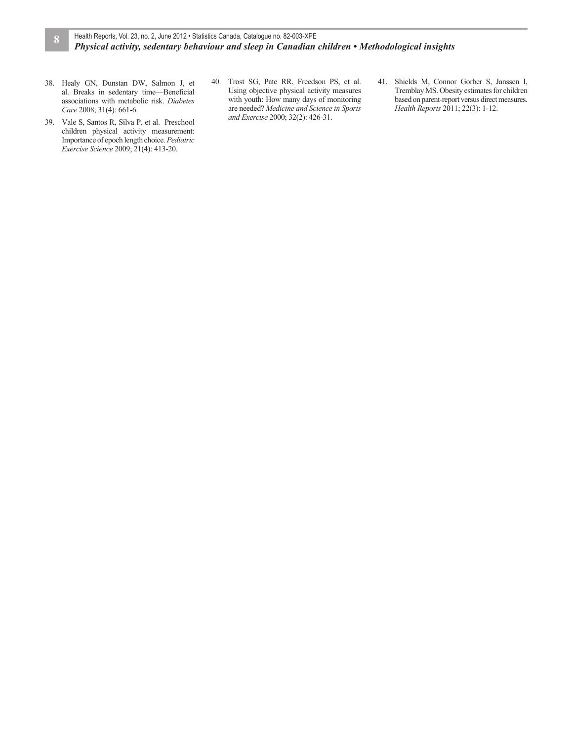38. Healy GN, Dunstan DW, Salmon J, et al. Breaks in sedentary time—Beneficial associations with metabolic risk. *Diabetes Care* 2008; 31(4): 661-6.
39. Vale S, Santos R, Silva P, et al. Preschool children physical activity measurement: Importance of epoch length choice. *Pediatric Exercise Science* 2009; 21(4): 413-20.
40. Trost SG, Pate RR, Freedson PS, et al. Using objective physical activity measures with youth: How many days of monitoring are needed? *Medicine and Science in Sports and Exercise* 2000; 32(2): 426-31.
41. Shields M, Connor Gorber S, Janssen I, Tremblay MS. Obesity estimates for children based on parent-report versus direct measures. *Health Reports* 2011; 22(3): 1-12.